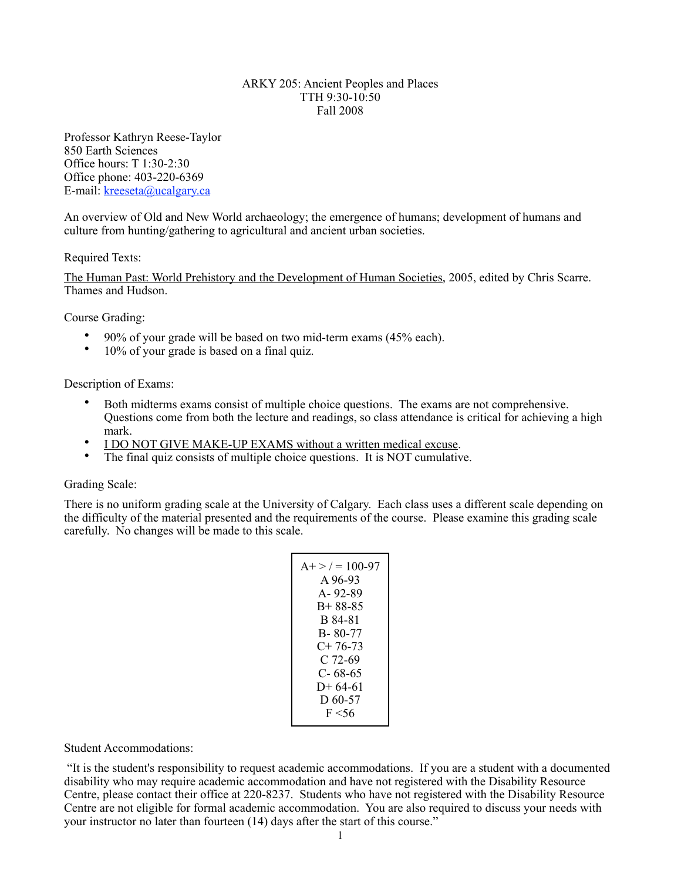# ARKY 205: Ancient Peoples and Places

TTH 9:30-10:50
Fall 2008

Professor Kathryn Reese-Taylor
850 Earth Sciences
Office hours: T 1:30-2:30
Office phone: 403-220-6369
E-mail: kreeseta@ucalgary.ca

An overview of Old and New World archaeology; the emergence of humans; development of humans and culture from hunting/gathering to agricultural and ancient urban societies.

Required Texts:

The Human Past: World Prehistory and the Development of Human Societies, 2005, edited by Chris Scarre. Thames and Hudson.

Course Grading:

- 90% of your grade will be based on two mid-term exams (45% each).
- 10% of your grade is based on a final quiz.

Description of Exams:

- Both midterms exams consist of multiple choice questions. The exams are not comprehensive. Questions come from both the lecture and readings, so class attendance is critical for achieving a high mark.
- I DO NOT GIVE MAKE-UP EXAMS without a written medical excuse.
- The final quiz consists of multiple choice questions. It is NOT cumulative.

Grading Scale:

There is no uniform grading scale at the University of Calgary. Each class uses a different scale depending on the difficulty of the material presented and the requirements of the course. Please examine this grading scale carefully. No changes will be made to this scale.

| Grade |
|---|
| A+ > / = 100-97 |
| A 96-93 |
| A- 92-89 |
| B+ 88-85 |
| B 84-81 |
| B- 80-77 |
| C+ 76-73 |
| C 72-69 |
| C- 68-65 |
| D+ 64-61 |
| D 60-57 |
| F <56 |

Student Accommodations:

"It is the student's responsibility to request academic accommodations. If you are a student with a documented disability who may require academic accommodation and have not registered with the Disability Resource Centre, please contact their office at 220-8237. Students who have not registered with the Disability Resource Centre are not eligible for formal academic accommodation. You are also required to discuss your needs with your instructor no later than fourteen (14) days after the start of this course."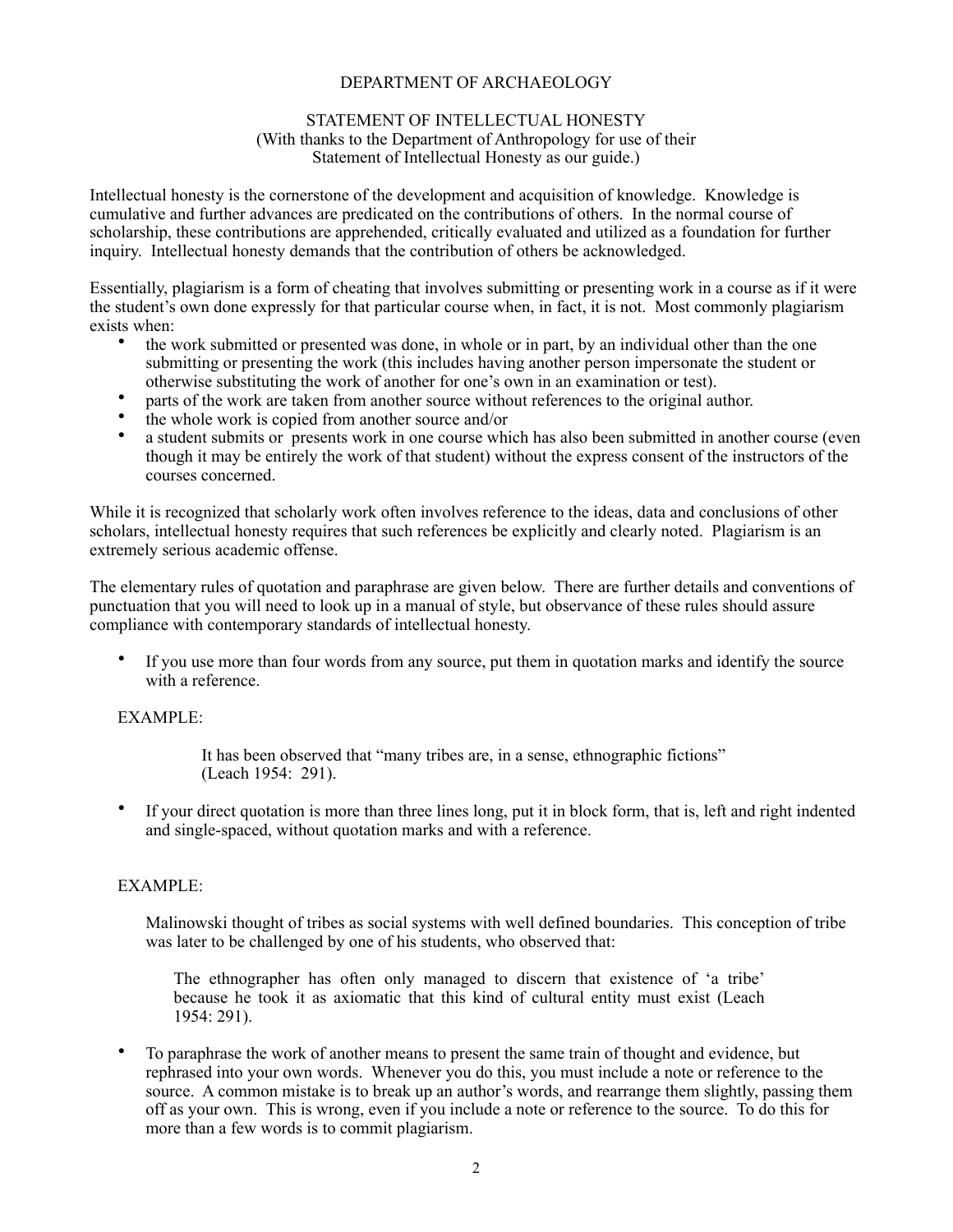# DEPARTMENT OF ARCHAEOLOGY

## STATEMENT OF INTELLECTUAL HONESTY

(With thanks to the Department of Anthropology for use of their Statement of Intellectual Honesty as our guide.)

Intellectual honesty is the cornerstone of the development and acquisition of knowledge. Knowledge is cumulative and further advances are predicated on the contributions of others. In the normal course of scholarship, these contributions are apprehended, critically evaluated and utilized as a foundation for further inquiry. Intellectual honesty demands that the contribution of others be acknowledged.

Essentially, plagiarism is a form of cheating that involves submitting or presenting work in a course as if it were the student's own done expressly for that particular course when, in fact, it is not. Most commonly plagiarism exists when:

- the work submitted or presented was done, in whole or in part, by an individual other than the one submitting or presenting the work (this includes having another person impersonate the student or otherwise substituting the work of another for one's own in an examination or test).
- parts of the work are taken from another source without references to the original author.
- the whole work is copied from another source and/or
- a student submits or presents work in one course which has also been submitted in another course (even though it may be entirely the work of that student) without the express consent of the instructors of the courses concerned.

While it is recognized that scholarly work often involves reference to the ideas, data and conclusions of other scholars, intellectual honesty requires that such references be explicitly and clearly noted. Plagiarism is an extremely serious academic offense.

The elementary rules of quotation and paraphrase are given below. There are further details and conventions of punctuation that you will need to look up in a manual of style, but observance of these rules should assure compliance with contemporary standards of intellectual honesty.

- If you use more than four words from any source, put them in quotation marks and identify the source with a reference.

EXAMPLE:

> It has been observed that "many tribes are, in a sense, ethnographic fictions" (Leach 1954: 291).

- If your direct quotation is more than three lines long, put it in block form, that is, left and right indented and single-spaced, without quotation marks and with a reference.

EXAMPLE:

Malinowski thought of tribes as social systems with well defined boundaries. This conception of tribe was later to be challenged by one of his students, who observed that:

> The ethnographer has often only managed to discern that existence of 'a tribe' because he took it as axiomatic that this kind of cultural entity must exist (Leach 1954: 291).

- To paraphrase the work of another means to present the same train of thought and evidence, but rephrased into your own words. Whenever you do this, you must include a note or reference to the source. A common mistake is to break up an author's words, and rearrange them slightly, passing them off as your own. This is wrong, even if you include a note or reference to the source. To do this for more than a few words is to commit plagiarism.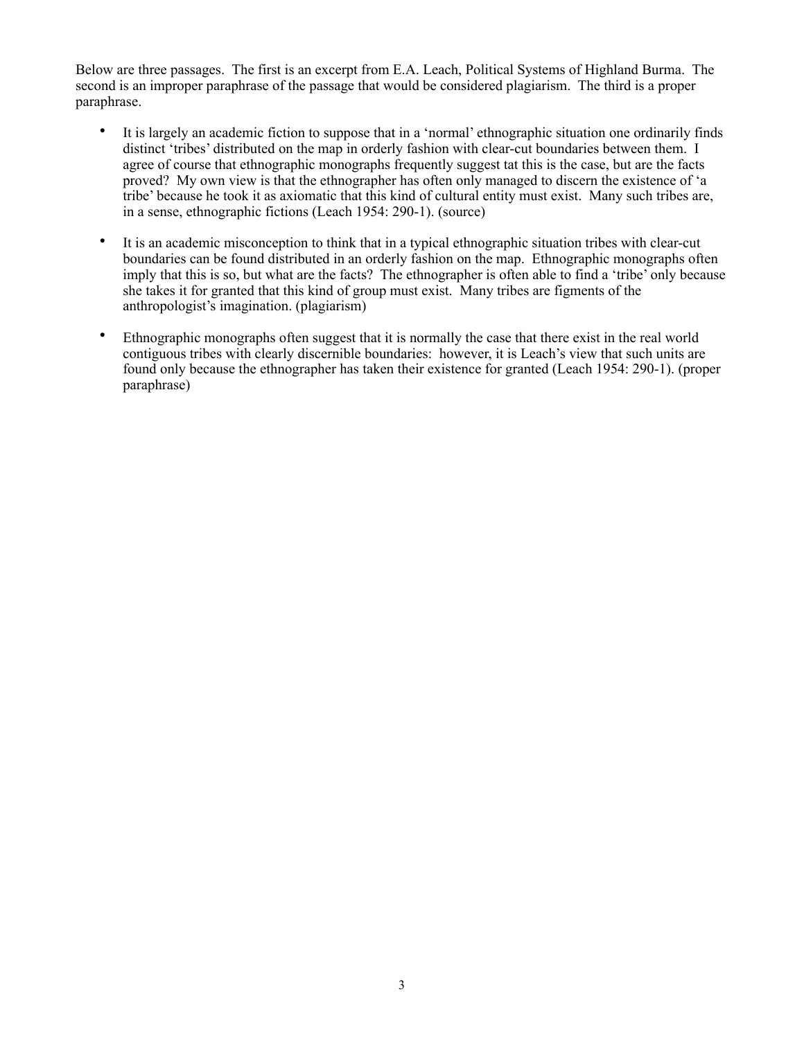Below are three passages. The first is an excerpt from E.A. Leach, Political Systems of Highland Burma. The second is an improper paraphrase of the passage that would be considered plagiarism. The third is a proper paraphrase.

- It is largely an academic fiction to suppose that in a 'normal' ethnographic situation one ordinarily finds distinct 'tribes' distributed on the map in orderly fashion with clear-cut boundaries between them. I agree of course that ethnographic monographs frequently suggest tat this is the case, but are the facts proved? My own view is that the ethnographer has often only managed to discern the existence of 'a tribe' because he took it as axiomatic that this kind of cultural entity must exist. Many such tribes are, in a sense, ethnographic fictions (Leach 1954: 290-1). (source)

- It is an academic misconception to think that in a typical ethnographic situation tribes with clear-cut boundaries can be found distributed in an orderly fashion on the map. Ethnographic monographs often imply that this is so, but what are the facts? The ethnographer is often able to find a 'tribe' only because she takes it for granted that this kind of group must exist. Many tribes are figments of the anthropologist's imagination. (plagiarism)

- Ethnographic monographs often suggest that it is normally the case that there exist in the real world contiguous tribes with clearly discernible boundaries: however, it is Leach's view that such units are found only because the ethnographer has taken their existence for granted (Leach 1954: 290-1). (proper paraphrase)